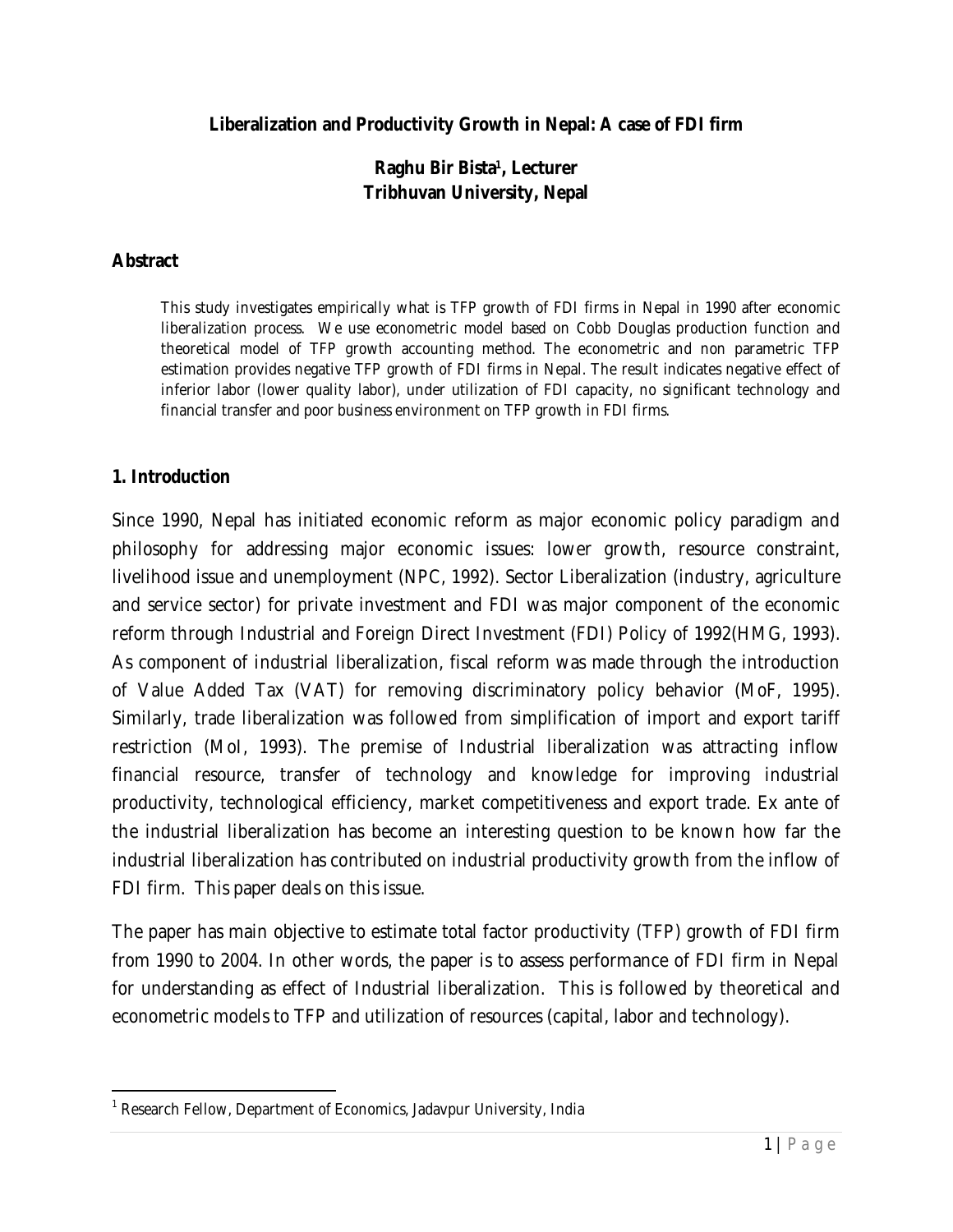# Liberalization and Productivity Growth in Nepal: A case of FDI firm

**Raghu Bir Bista[1], Lecturer**
**Tribhuvan University, Nepal**

## Abstract

This study investigates empirically what is TFP growth of FDI firms in Nepal in 1990 after economic liberalization process. We use econometric model based on Cobb Douglas production function and theoretical model of TFP growth accounting method. The econometric and non parametric TFP estimation provides negative TFP growth of FDI firms in Nepal. The result indicates negative effect of inferior labor (lower quality labor), under utilization of FDI capacity, no significant technology and financial transfer and poor business environment on TFP growth in FDI firms.

## 1. Introduction

Since 1990, Nepal has initiated economic reform as major economic policy paradigm and philosophy for addressing major economic issues: lower growth, resource constraint, livelihood issue and unemployment (NPC, 1992). Sector Liberalization (industry, agriculture and service sector) for private investment and FDI was major component of the economic reform through Industrial and Foreign Direct Investment (FDI) Policy of 1992(HMG, 1993). As component of industrial liberalization, fiscal reform was made through the introduction of Value Added Tax (VAT) for removing discriminatory policy behavior (MoF, 1995). Similarly, trade liberalization was followed from simplification of import and export tariff restriction (MoI, 1993). The premise of Industrial liberalization was attracting inflow financial resource, transfer of technology and knowledge for improving industrial productivity, technological efficiency, market competitiveness and export trade. Ex ante of the industrial liberalization has become an interesting question to be known how far the industrial liberalization has contributed on industrial productivity growth from the inflow of FDI firm. This paper deals on this issue.

The paper has main objective to estimate total factor productivity (TFP) growth of FDI firm from 1990 to 2004. In other words, the paper is to assess performance of FDI firm in Nepal for understanding as effect of Industrial liberalization. This is followed by theoretical and econometric models to TFP and utilization of resources (capital, labor and technology).

---

[1] Research Fellow, Department of Economics, Jadavpur University, India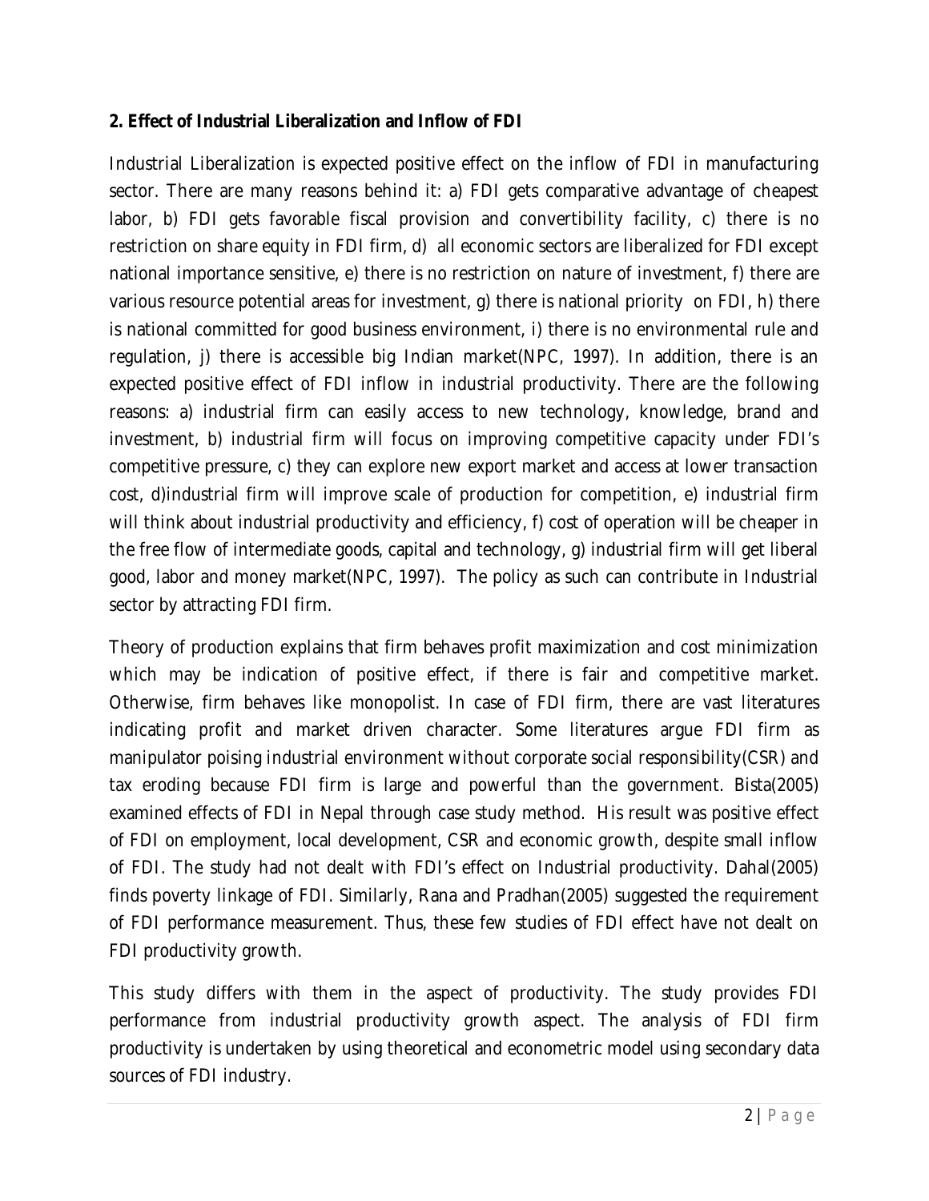**2. Effect of Industrial Liberalization and Inflow of FDI**

Industrial Liberalization is expected positive effect on the inflow of FDI in manufacturing sector. There are many reasons behind it: a) FDI gets comparative advantage of cheapest labor, b) FDI gets favorable fiscal provision and convertibility facility, c) there is no restriction on share equity in FDI firm, d) all economic sectors are liberalized for FDI except national importance sensitive, e) there is no restriction on nature of investment, f) there are various resource potential areas for investment, g) there is national priority on FDI, h) there is national committed for good business environment, i) there is no environmental rule and regulation, j) there is accessible big Indian market(NPC, 1997). In addition, there is an expected positive effect of FDI inflow in industrial productivity. There are the following reasons: a) industrial firm can easily access to new technology, knowledge, brand and investment, b) industrial firm will focus on improving competitive capacity under FDI's competitive pressure, c) they can explore new export market and access at lower transaction cost, d)industrial firm will improve scale of production for competition, e) industrial firm will think about industrial productivity and efficiency, f) cost of operation will be cheaper in the free flow of intermediate goods, capital and technology, g) industrial firm will get liberal good, labor and money market(NPC, 1997). The policy as such can contribute in Industrial sector by attracting FDI firm.

Theory of production explains that firm behaves profit maximization and cost minimization which may be indication of positive effect, if there is fair and competitive market. Otherwise, firm behaves like monopolist. In case of FDI firm, there are vast literatures indicating profit and market driven character. Some literatures argue FDI firm as manipulator poising industrial environment without corporate social responsibility(CSR) and tax eroding because FDI firm is large and powerful than the government. Bista(2005) examined effects of FDI in Nepal through case study method. His result was positive effect of FDI on employment, local development, CSR and economic growth, despite small inflow of FDI. The study had not dealt with FDI's effect on Industrial productivity. Dahal(2005) finds poverty linkage of FDI. Similarly, Rana and Pradhan(2005) suggested the requirement of FDI performance measurement. Thus, these few studies of FDI effect have not dealt on FDI productivity growth.

This study differs with them in the aspect of productivity. The study provides FDI performance from industrial productivity growth aspect. The analysis of FDI firm productivity is undertaken by using theoretical and econometric model using secondary data sources of FDI industry.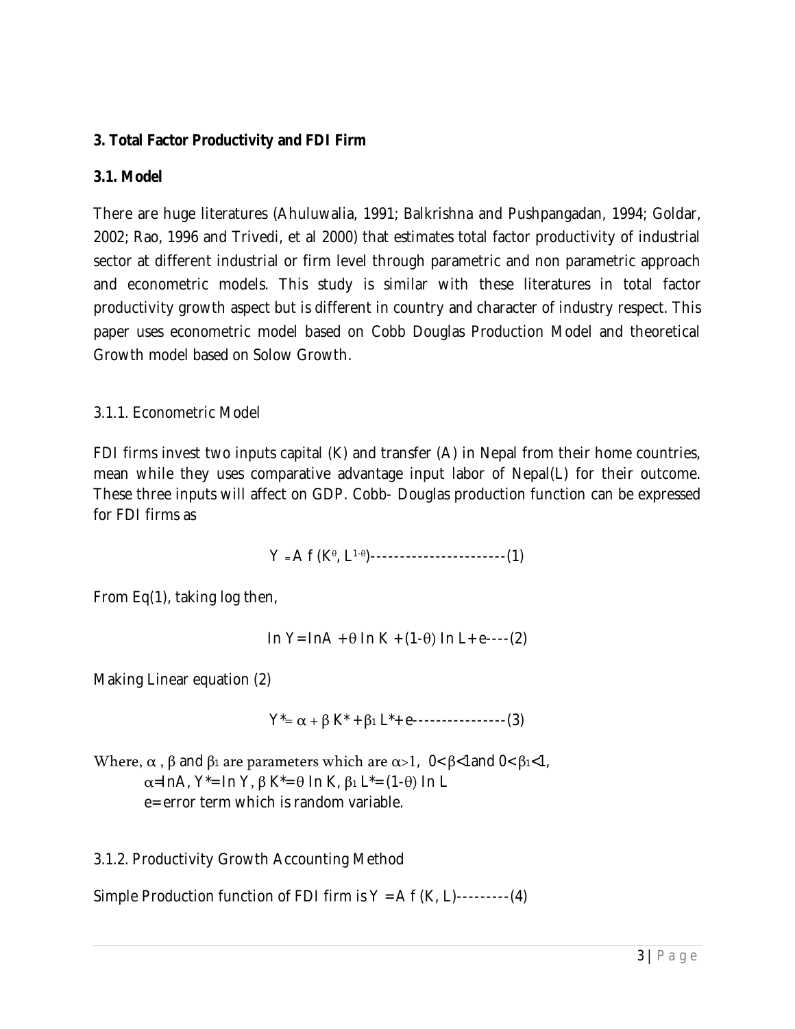## 3. Total Factor Productivity and FDI Firm

### 3.1. Model

There are huge literatures (Ahuluwalia, 1991; Balkrishna and Pushpangadan, 1994; Goldar, 2002; Rao, 1996 and Trivedi, et al 2000) that estimates total factor productivity of industrial sector at different industrial or firm level through parametric and non parametric approach and econometric models. This study is similar with these literatures in total factor productivity growth aspect but is different in country and character of industry respect. This paper uses econometric model based on Cobb Douglas Production Model and theoretical Growth model based on Solow Growth.

#### 3.1.1. Econometric Model

FDI firms invest two inputs capital (K) and transfer (A) in Nepal from their home countries, mean while they uses comparative advantage input labor of Nepal(L) for their outcome. These three inputs will affect on GDP. Cobb- Douglas production function can be expressed for FDI firms as

$$Y = A\ f\ (K^{\theta}, L^{1-\theta}) \text{-----------------------(1)}$$

From Eq(1), taking log then,

$$\ln Y = \ln A + \theta \ln K + (1-\theta) \ln L + e \text{----(2)}$$

Making Linear equation (2)

$$Y^* = \alpha + \beta K^* + \beta_1 L^* + e \text{----------------(3)}$$

Where, $\alpha$ , $\beta$ and $\beta_1$ are parameters which are $\alpha>1$, $0<\beta<1$ and $0<\beta_1<1$,

$\alpha = \ln A$, $Y^* = \ln Y$, $\beta K^* = \theta \ln K$, $\beta_1 L^* = (1-\theta) \ln L$

e= error term which is random variable.

#### 3.1.2. Productivity Growth Accounting Method

Simple Production function of FDI firm is $Y = A\ f\ (K, L)$---------(4)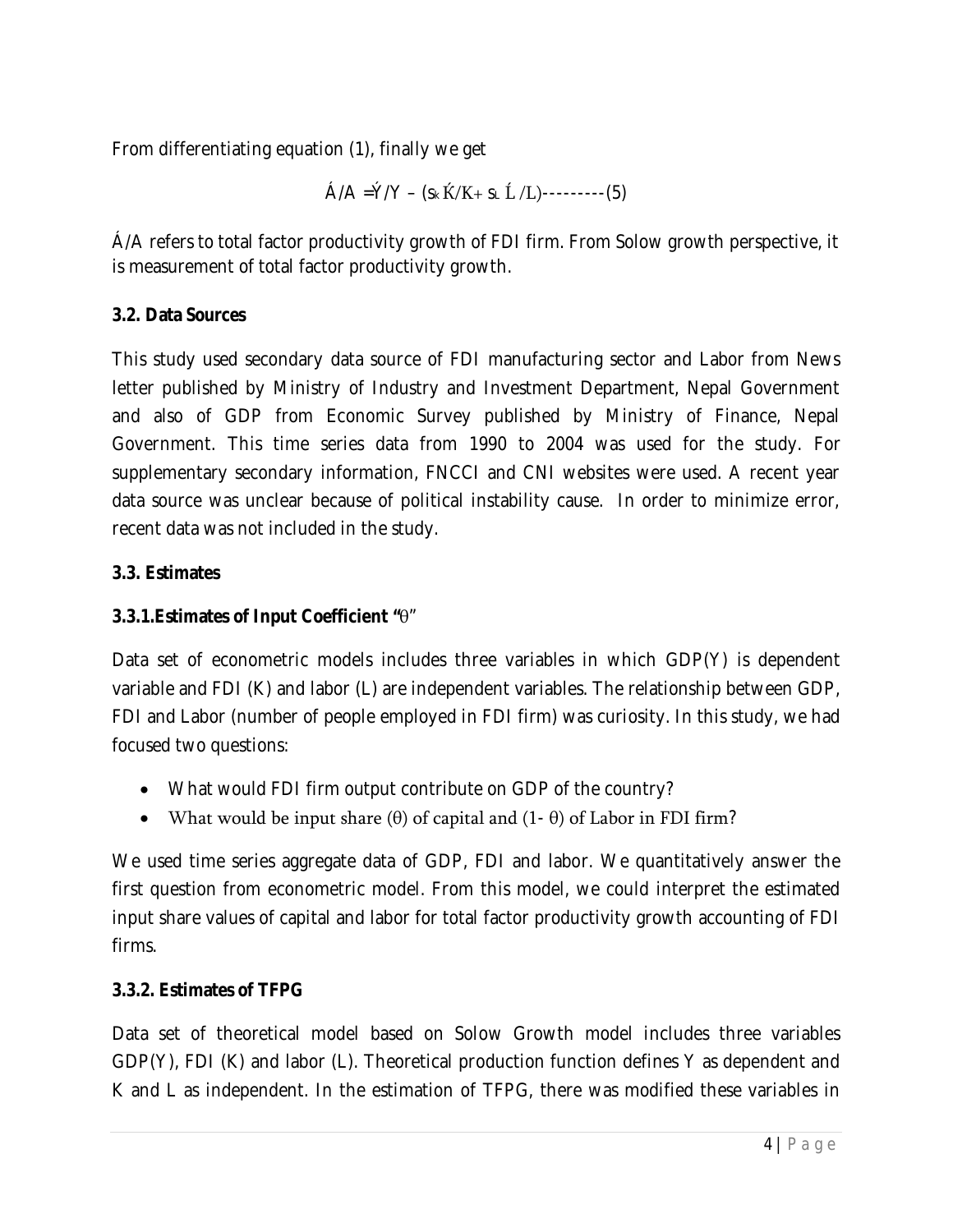From differentiating equation (1), finally we get

$$\acute{A}/A = \acute{Y}/Y - (s_K \acute{K}/K + s_L \acute{L}/L) \text{---------(5)}$$

Á/A refers to total factor productivity growth of FDI firm. From Solow growth perspective, it is measurement of total factor productivity growth.

### 3.2. Data Sources

This study used secondary data source of FDI manufacturing sector and Labor from News letter published by Ministry of Industry and Investment Department, Nepal Government and also of GDP from Economic Survey published by Ministry of Finance, Nepal Government. This time series data from 1990 to 2004 was used for the study. For supplementary secondary information, FNCCI and CNI websites were used. A recent year data source was unclear because of political instability cause. In order to minimize error, recent data was not included in the study.

### 3.3. Estimates

#### 3.3.1. Estimates of Input Coefficient "$\theta$"

Data set of econometric models includes three variables in which GDP(Y) is dependent variable and FDI (K) and labor (L) are independent variables. The relationship between GDP, FDI and Labor (number of people employed in FDI firm) was curiosity. In this study, we had focused two questions:

- What would FDI firm output contribute on GDP of the country?
- What would be input share ($\theta$) of capital and (1- $\theta$) of Labor in FDI firm?

We used time series aggregate data of GDP, FDI and labor. We quantitatively answer the first question from econometric model. From this model, we could interpret the estimated input share values of capital and labor for total factor productivity growth accounting of FDI firms.

#### 3.3.2. Estimates of TFPG

Data set of theoretical model based on Solow Growth model includes three variables GDP(Y), FDI (K) and labor (L). Theoretical production function defines Y as dependent and K and L as independent. In the estimation of TFPG, there was modified these variables in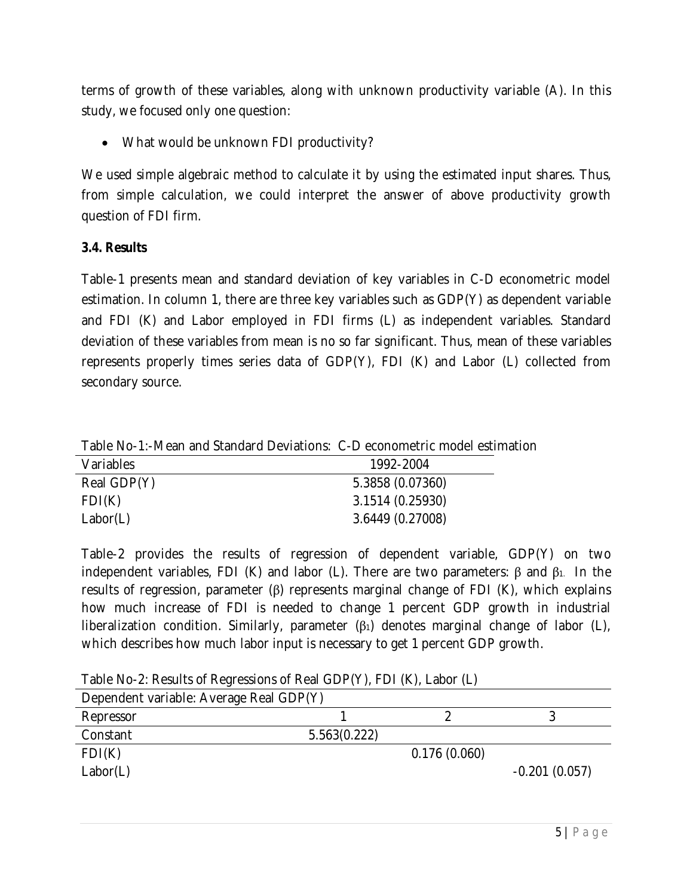terms of growth of these variables, along with unknown productivity variable (A). In this study, we focused only one question:

- What would be unknown FDI productivity?

We used simple algebraic method to calculate it by using the estimated input shares. Thus, from simple calculation, we could interpret the answer of above productivity growth question of FDI firm.

**3.4. Results**

Table-1 presents mean and standard deviation of key variables in C-D econometric model estimation. In column 1, there are three key variables such as GDP(Y) as dependent variable and FDI (K) and Labor employed in FDI firms (L) as independent variables. Standard deviation of these variables from mean is no so far significant. Thus, mean of these variables represents properly times series data of GDP(Y), FDI (K) and Labor (L) collected from secondary source.

Table No-1:-Mean and Standard Deviations: C-D econometric model estimation

| Variables | 1992-2004 |
|---|---|
| Real GDP(Y) | 5.3858 (0.07360) |
| FDI(K) | 3.1514 (0.25930) |
| Labor(L) | 3.6449 (0.27008) |

Table-2 provides the results of regression of dependent variable, GDP(Y) on two independent variables, FDI (K) and labor (L). There are two parameters: $\beta$ and $\beta_1$. In the results of regression, parameter ($\beta$) represents marginal change of FDI (K), which explains how much increase of FDI is needed to change 1 percent GDP growth in industrial liberalization condition. Similarly, parameter ($\beta_1$) denotes marginal change of labor (L), which describes how much labor input is necessary to get 1 percent GDP growth.

Table No-2: Results of Regressions of Real GDP(Y), FDI (K), Labor (L)

| Dependent variable: Average Real GDP(Y) | | | |
|---|---|---|---|
| Repressor | 1 | 2 | 3 |
| Constant | 5.563(0.222) | | |
| FDI(K) | | 0.176 (0.060) | |
| Labor(L) | | | -0.201 (0.057) |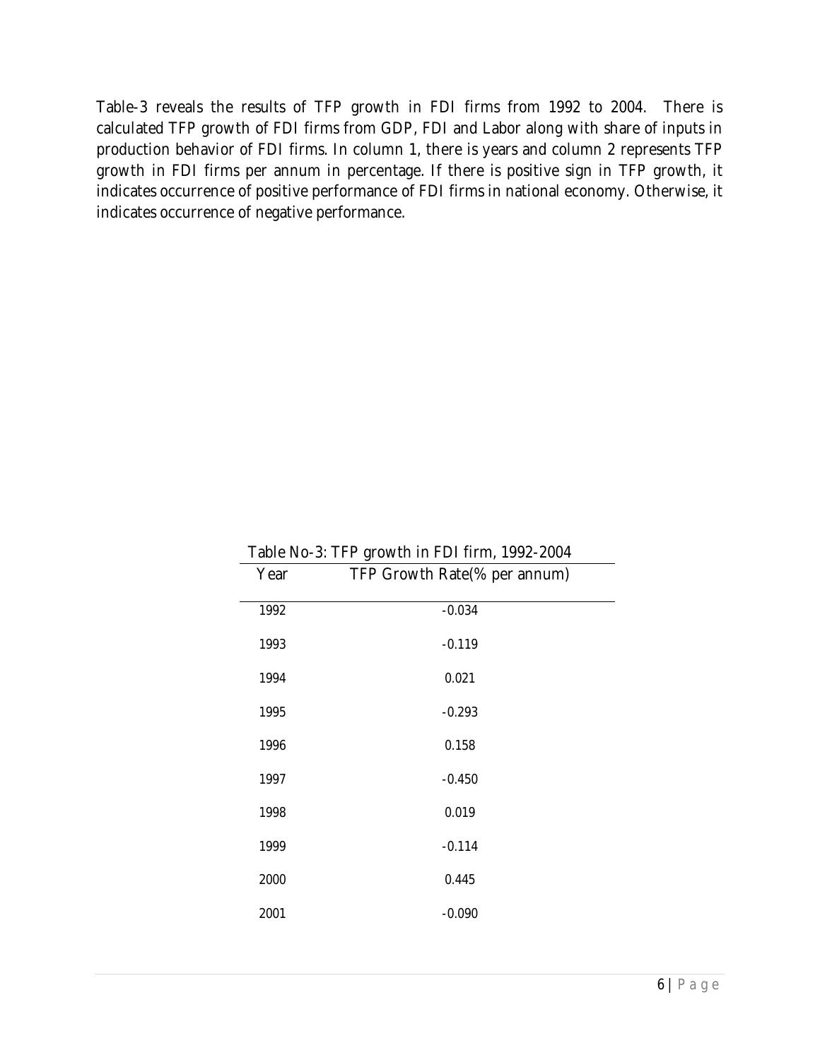Table-3 reveals the results of TFP growth in FDI firms from 1992 to 2004. There is calculated TFP growth of FDI firms from GDP, FDI and Labor along with share of inputs in production behavior of FDI firms. In column 1, there is years and column 2 represents TFP growth in FDI firms per annum in percentage. If there is positive sign in TFP growth, it indicates occurrence of positive performance of FDI firms in national economy. Otherwise, it indicates occurrence of negative performance.

Table No-3: TFP growth in FDI firm, 1992-2004

| Year | TFP Growth Rate(% per annum) |
|---|---|
| 1992 | -0.034 |
| 1993 | -0.119 |
| 1994 | 0.021 |
| 1995 | -0.293 |
| 1996 | 0.158 |
| 1997 | -0.450 |
| 1998 | 0.019 |
| 1999 | -0.114 |
| 2000 | 0.445 |
| 2001 | -0.090 |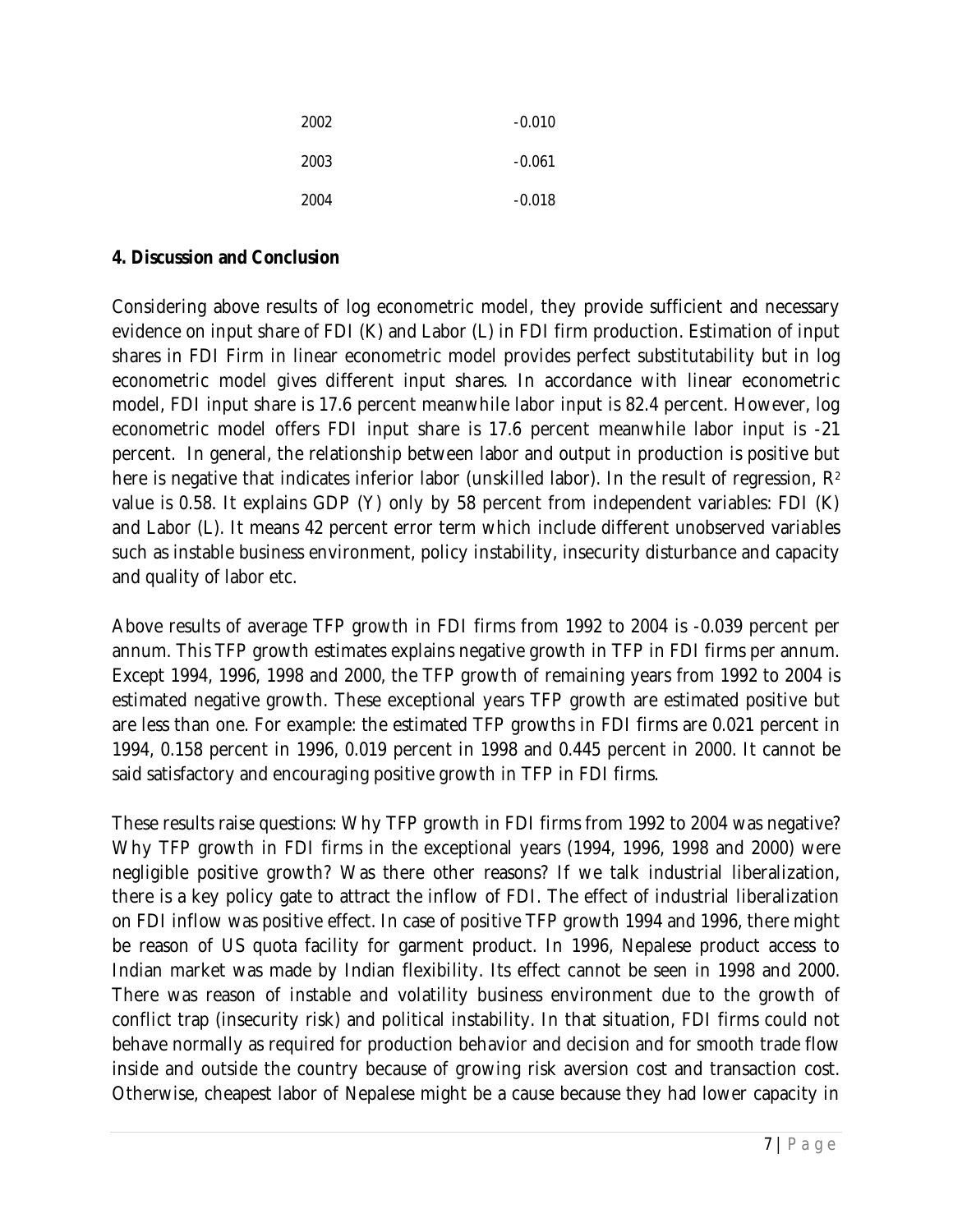| | |
|---|---|
| 2002 | -0.010 |
| 2003 | -0.061 |
| 2004 | -0.018 |

## 4. Discussion and Conclusion

Considering above results of log econometric model, they provide sufficient and necessary evidence on input share of FDI (K) and Labor (L) in FDI firm production. Estimation of input shares in FDI Firm in linear econometric model provides perfect substitutability but in log econometric model gives different input shares. In accordance with linear econometric model, FDI input share is 17.6 percent meanwhile labor input is 82.4 percent. However, log econometric model offers FDI input share is 17.6 percent meanwhile labor input is -21 percent. In general, the relationship between labor and output in production is positive but here is negative that indicates inferior labor (unskilled labor). In the result of regression, $R^2$ value is 0.58. It explains GDP (Y) only by 58 percent from independent variables: FDI (K) and Labor (L). It means 42 percent error term which include different unobserved variables such as instable business environment, policy instability, insecurity disturbance and capacity and quality of labor etc.

Above results of average TFP growth in FDI firms from 1992 to 2004 is -0.039 percent per annum. This TFP growth estimates explains negative growth in TFP in FDI firms per annum. Except 1994, 1996, 1998 and 2000, the TFP growth of remaining years from 1992 to 2004 is estimated negative growth. These exceptional years TFP growth are estimated positive but are less than one. For example: the estimated TFP growths in FDI firms are 0.021 percent in 1994, 0.158 percent in 1996, 0.019 percent in 1998 and 0.445 percent in 2000. It cannot be said satisfactory and encouraging positive growth in TFP in FDI firms.

These results raise questions: Why TFP growth in FDI firms from 1992 to 2004 was negative? Why TFP growth in FDI firms in the exceptional years (1994, 1996, 1998 and 2000) were negligible positive growth? Was there other reasons? If we talk industrial liberalization, there is a key policy gate to attract the inflow of FDI. The effect of industrial liberalization on FDI inflow was positive effect. In case of positive TFP growth 1994 and 1996, there might be reason of US quota facility for garment product. In 1996, Nepalese product access to Indian market was made by Indian flexibility. Its effect cannot be seen in 1998 and 2000. There was reason of instable and volatility business environment due to the growth of conflict trap (insecurity risk) and political instability. In that situation, FDI firms could not behave normally as required for production behavior and decision and for smooth trade flow inside and outside the country because of growing risk aversion cost and transaction cost. Otherwise, cheapest labor of Nepalese might be a cause because they had lower capacity in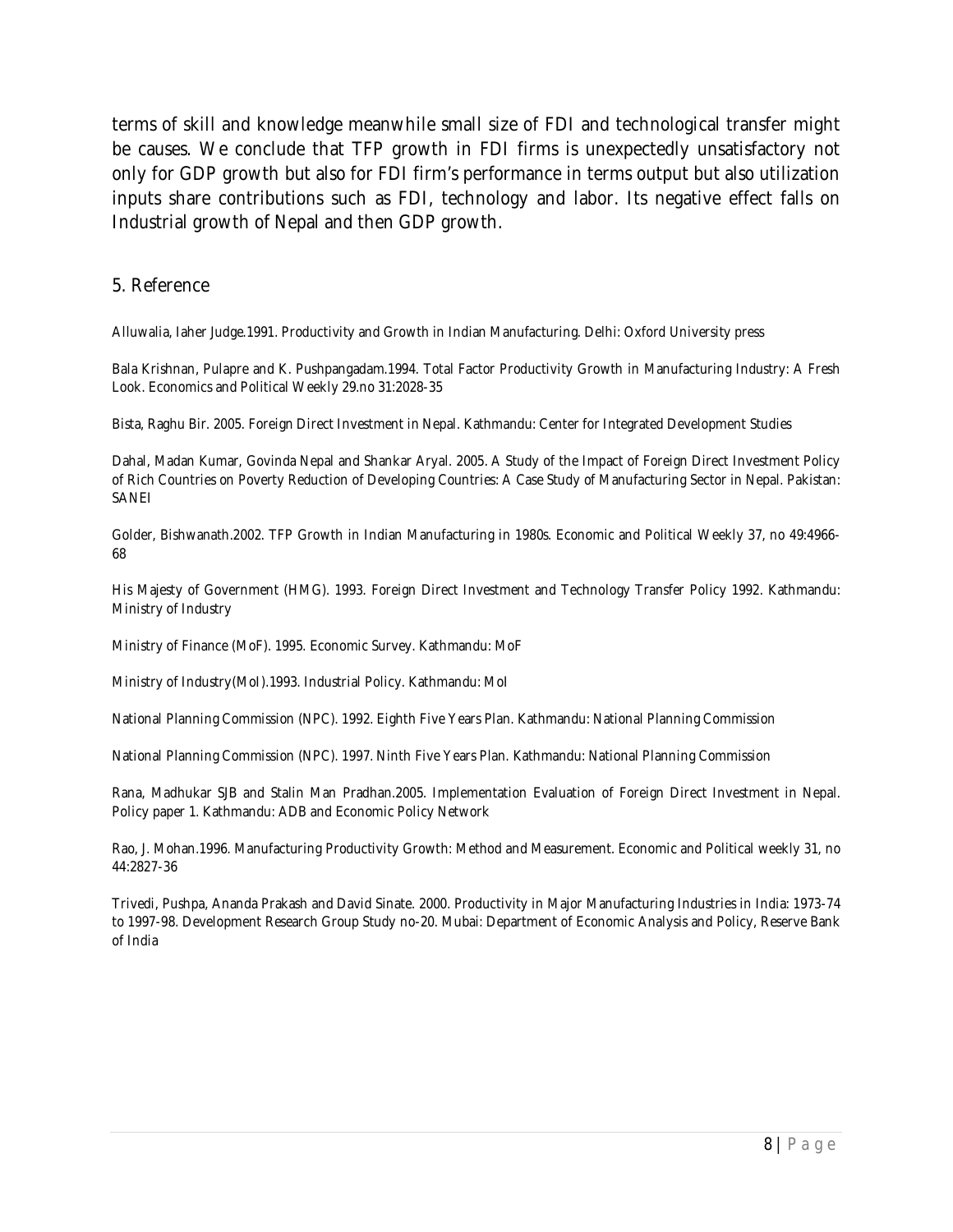terms of skill and knowledge meanwhile small size of FDI and technological transfer might be causes. We conclude that TFP growth in FDI firms is unexpectedly unsatisfactory not only for GDP growth but also for FDI firm's performance in terms output but also utilization inputs share contributions such as FDI, technology and labor. Its negative effect falls on Industrial growth of Nepal and then GDP growth.

## 5. Reference

Alluwalia, Iaher Judge.1991. Productivity and Growth in Indian Manufacturing. Delhi: Oxford University press

Bala Krishnan, Pulapre and K. Pushpangadam.1994. Total Factor Productivity Growth in Manufacturing Industry: A Fresh Look. Economics and Political Weekly 29.no 31:2028-35

Bista, Raghu Bir. 2005. Foreign Direct Investment in Nepal. Kathmandu: Center for Integrated Development Studies

Dahal, Madan Kumar, Govinda Nepal and Shankar Aryal. 2005. A Study of the Impact of Foreign Direct Investment Policy of Rich Countries on Poverty Reduction of Developing Countries: A Case Study of Manufacturing Sector in Nepal. Pakistan: SANEI

Golder, Bishwanath.2002. TFP Growth in Indian Manufacturing in 1980s. Economic and Political Weekly 37, no 49:4966-68

His Majesty of Government (HMG). 1993. Foreign Direct Investment and Technology Transfer Policy 1992. Kathmandu: Ministry of Industry

Ministry of Finance (MoF). 1995. Economic Survey. Kathmandu: MoF

Ministry of Industry(MoI).1993. Industrial Policy. Kathmandu: MoI

National Planning Commission (NPC). 1992. Eighth Five Years Plan. Kathmandu: National Planning Commission

National Planning Commission (NPC). 1997. Ninth Five Years Plan. Kathmandu: National Planning Commission

Rana, Madhukar SJB and Stalin Man Pradhan.2005. Implementation Evaluation of Foreign Direct Investment in Nepal. Policy paper 1. Kathmandu: ADB and Economic Policy Network

Rao, J. Mohan.1996. Manufacturing Productivity Growth: Method and Measurement. Economic and Political weekly 31, no 44:2827-36

Trivedi, Pushpa, Ananda Prakash and David Sinate. 2000. Productivity in Major Manufacturing Industries in India: 1973-74 to 1997-98. Development Research Group Study no-20. Mubai: Department of Economic Analysis and Policy, Reserve Bank of India